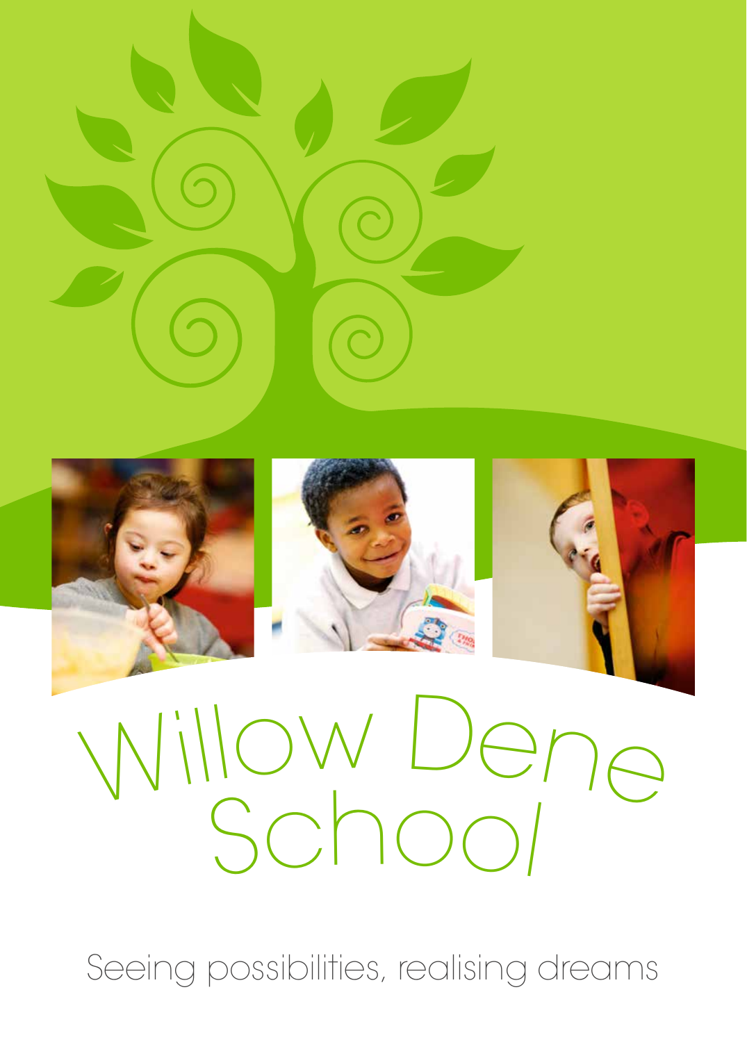# Willow Dene School

Seeing possibilities, realising dreams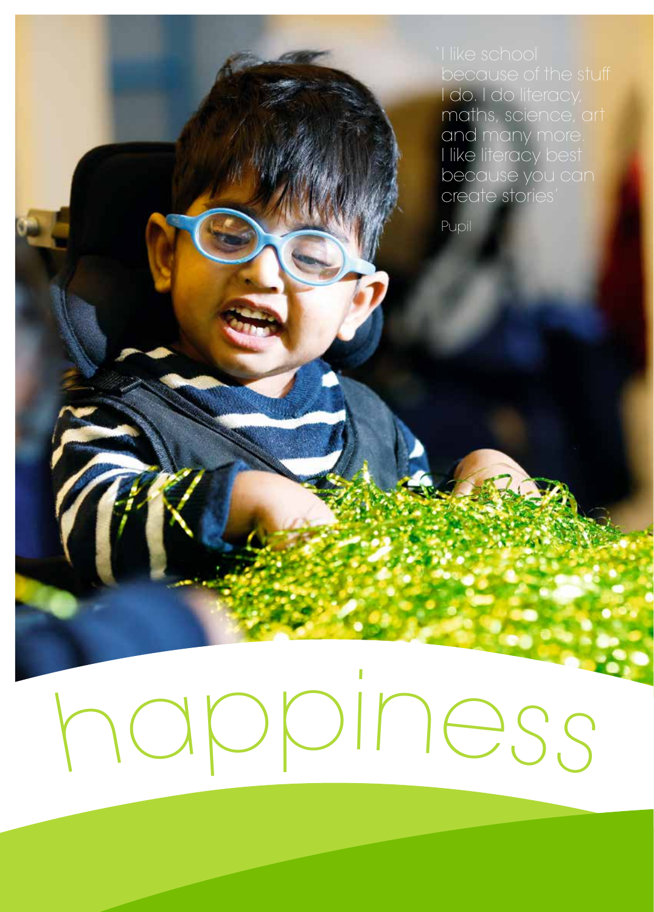'I like school because of the stuff I do. I do literacy, maths, science, art and many more. I like literacy best because you can create stories'

Pupil

# happiness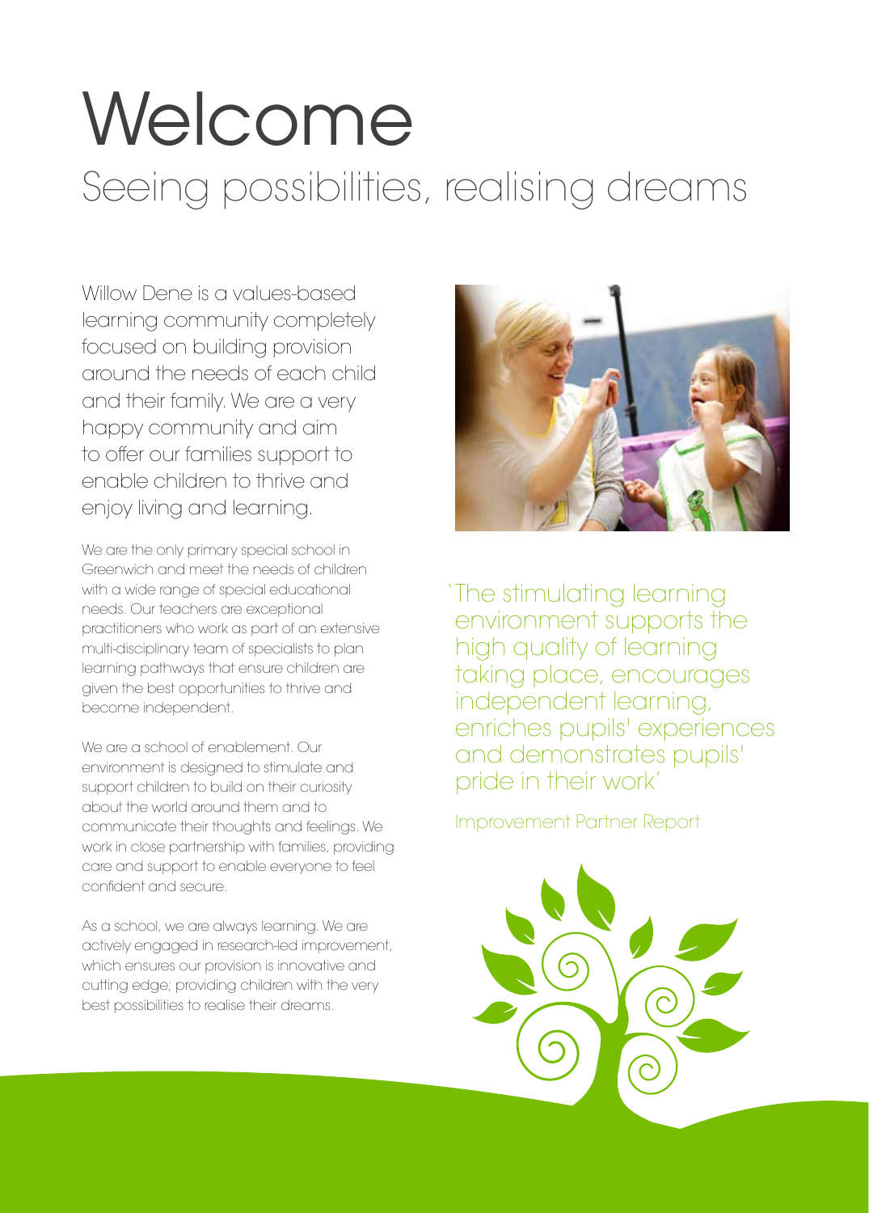# Welcome

## Seeing possibilities, realising dreams

Willow Dene is a values-based learning community completely focused on building provision around the needs of each child and their family. We are a very happy community and aim to offer our families support to enable children to thrive and enjoy living and learning.

We are the only primary special school in Greenwich and meet the needs of children with a wide range of special educational needs. Our teachers are exceptional practitioners who work as part of an extensive multi-disciplinary team of specialists to plan learning pathways that ensure children are given the best opportunities to thrive and become independent.

We are a school of enablement. Our environment is designed to stimulate and support children to build on their curiosity about the world around them and to communicate their thoughts and feelings. We work in close partnership with families, providing care and support to enable everyone to feel confident and secure.

As a school, we are always learning. We are actively engaged in research-led improvement, which ensures our provision is innovative and cutting edge; providing children with the very best possibilities to realise their dreams.

'The stimulating learning environment supports the high quality of learning taking place, encourages independent learning, enriches pupils' experiences and demonstrates pupils' pride in their work'

Improvement Partner Report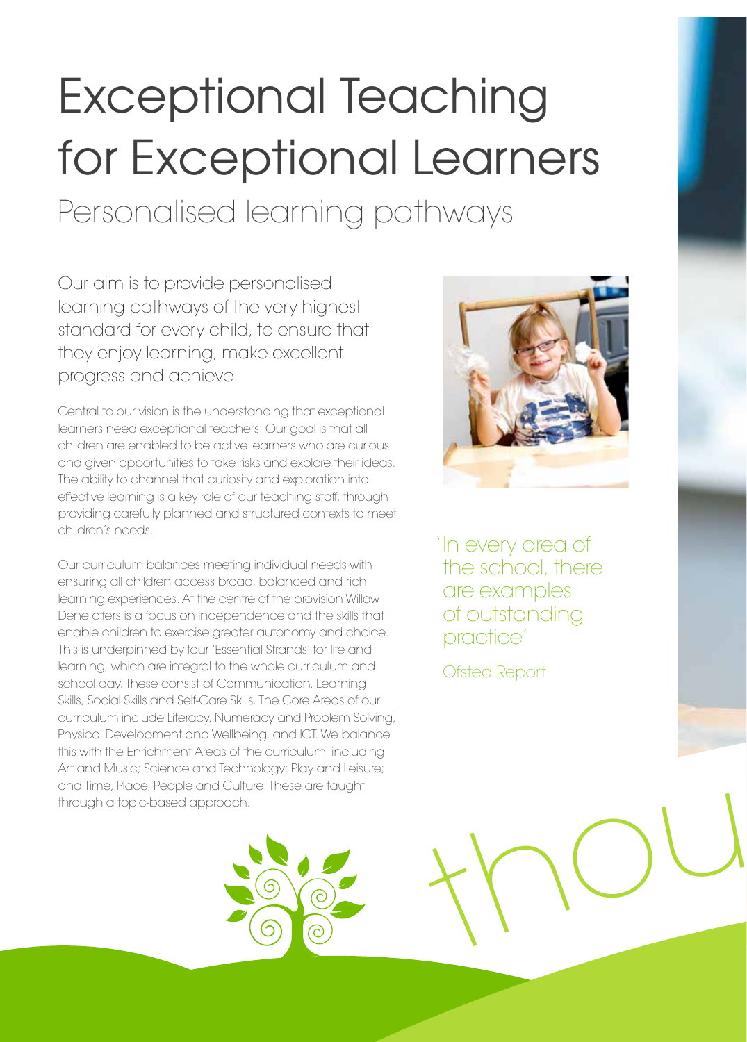# Exceptional Teaching for Exceptional Learners

## Personalised learning pathways

Our aim is to provide personalised learning pathways of the very highest standard for every child, to ensure that they enjoy learning, make excellent progress and achieve.

Central to our vision is the understanding that exceptional learners need exceptional teachers. Our goal is that all children are enabled to be active learners who are curious and given opportunities to take risks and explore their ideas. The ability to channel that curiosity and exploration into effective learning is a key role of our teaching staff, through providing carefully planned and structured contexts to meet children's needs.

Our curriculum balances meeting individual needs with ensuring all children access broad, balanced and rich learning experiences. At the centre of the provision Willow Dene offers is a focus on independence and the skills that enable children to exercise greater autonomy and choice. This is underpinned by four 'Essential Strands' for life and learning, which are integral to the whole curriculum and school day. These consist of Communication, Learning Skills, Social Skills and Self-Care Skills. The Core Areas of our curriculum include Literacy, Numeracy and Problem Solving, Physical Development and Wellbeing, and ICT. We balance this with the Enrichment Areas of the curriculum, including Art and Music; Science and Technology; Play and Leisure; and Time, Place, People and Culture. These are taught through a topic-based approach.

'In every area of the school, there are examples of outstanding practice'

Ofsted Report

thou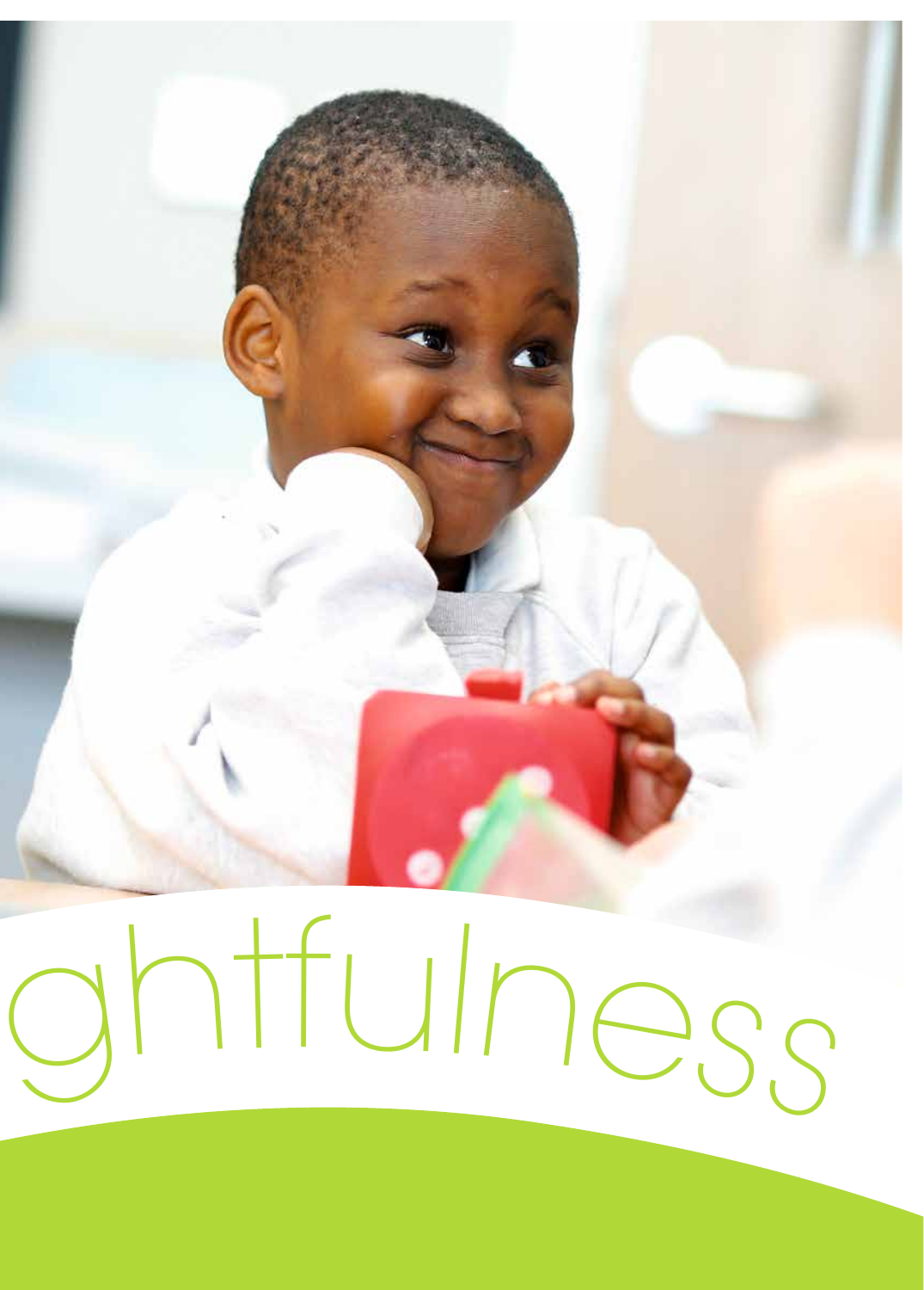ghtfulness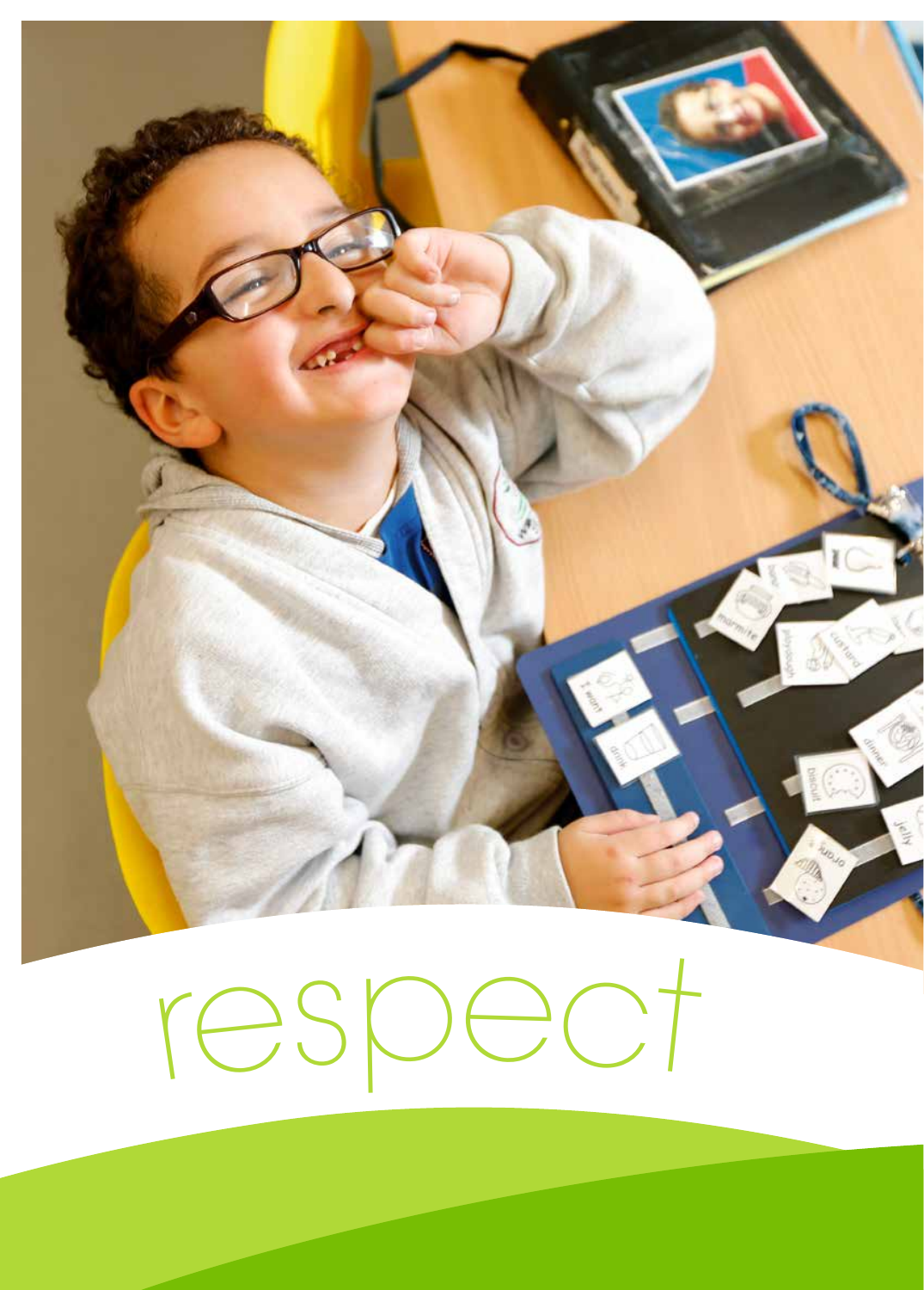respect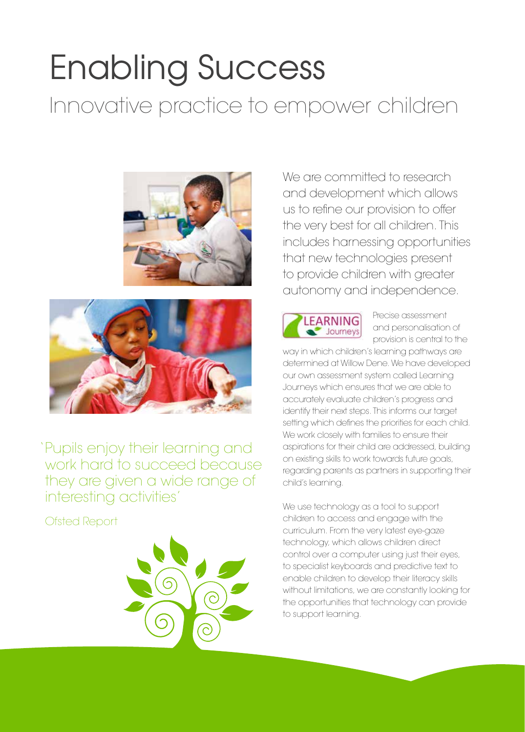# Enabling Success

## Innovative practice to empower children

We are committed to research and development which allows us to refine our provision to offer the very best for all children. This includes harnessing opportunities that new technologies present to provide children with greater autonomy and independence.

LEARNING Journeys

Precise assessment and personalisation of provision is central to the way in which children's learning pathways are determined at Willow Dene. We have developed our own assessment system called Learning Journeys which ensures that we are able to accurately evaluate children's progress and identify their next steps. This informs our target setting which defines the priorities for each child. We work closely with families to ensure their aspirations for their child are addressed, building on existing skills to work towards future goals, regarding parents as partners in supporting their child's learning.

We use technology as a tool to support children to access and engage with the curriculum. From the very latest eye-gaze technology, which allows children direct control over a computer using just their eyes, to specialist keyboards and predictive text to enable children to develop their literacy skills without limitations, we are constantly looking for the opportunities that technology can provide to support learning.

'Pupils enjoy their learning and work hard to succeed because they are given a wide range of interesting activities'

Ofsted Report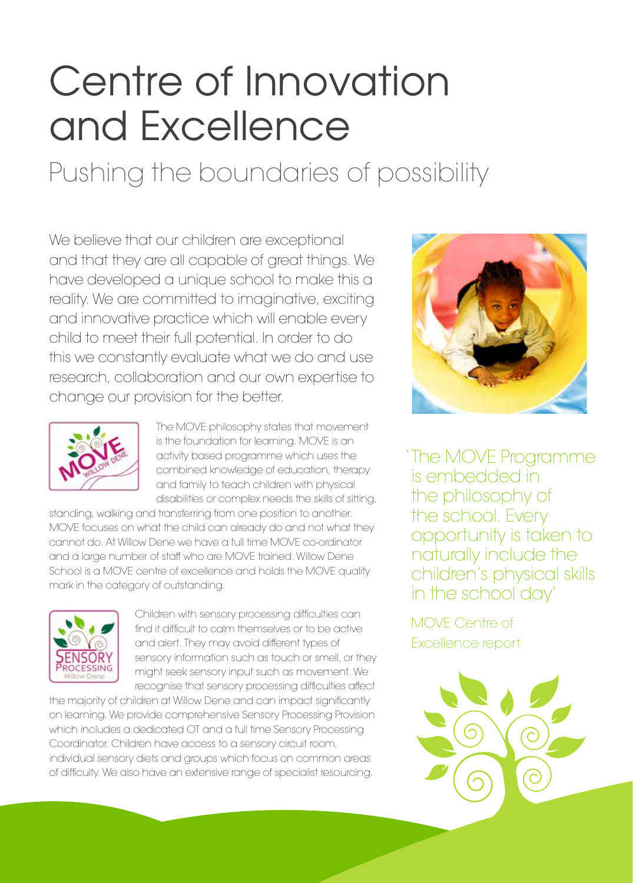# Centre of Innovation and Excellence

## Pushing the boundaries of possibility

We believe that our children are exceptional and that they are all capable of great things. We have developed a unique school to make this a reality. We are committed to imaginative, exciting and innovative practice which will enable every child to meet their full potential. In order to do this we constantly evaluate what we do and use research, collaboration and our own expertise to change our provision for the better.

The MOVE philosophy states that movement is the foundation for learning. MOVE is an activity based programme which uses the combined knowledge of education, therapy and family to teach children with physical disabilities or complex needs the skills of sitting, standing, walking and transferring from one position to another. MOVE focuses on what the child can already do and not what they cannot do. At Willow Dene we have a full time MOVE co-ordinator and a large number of staff who are MOVE trained. Willow Dene School is a MOVE centre of excellence and holds the MOVE quality mark in the category of outstanding.

Children with sensory processing difficulties can find it difficult to calm themselves or to be active and alert. They may avoid different types of sensory information such as touch or smell, or they might seek sensory input such as movement. We recognise that sensory processing difficulties affect the majority of children at Willow Dene and can impact significantly on learning. We provide comprehensive Sensory Processing Provision which includes a dedicated OT and a full time Sensory Processing Coordinator. Children have access to a sensory circuit room, individual sensory diets and groups which focus on common areas of difficulty. We also have an extensive range of specialist resourcing.

'The MOVE Programme is embedded in the philosophy of the school. Every opportunity is taken to naturally include the children's physical skills in the school day'

MOVE Centre of Excellence report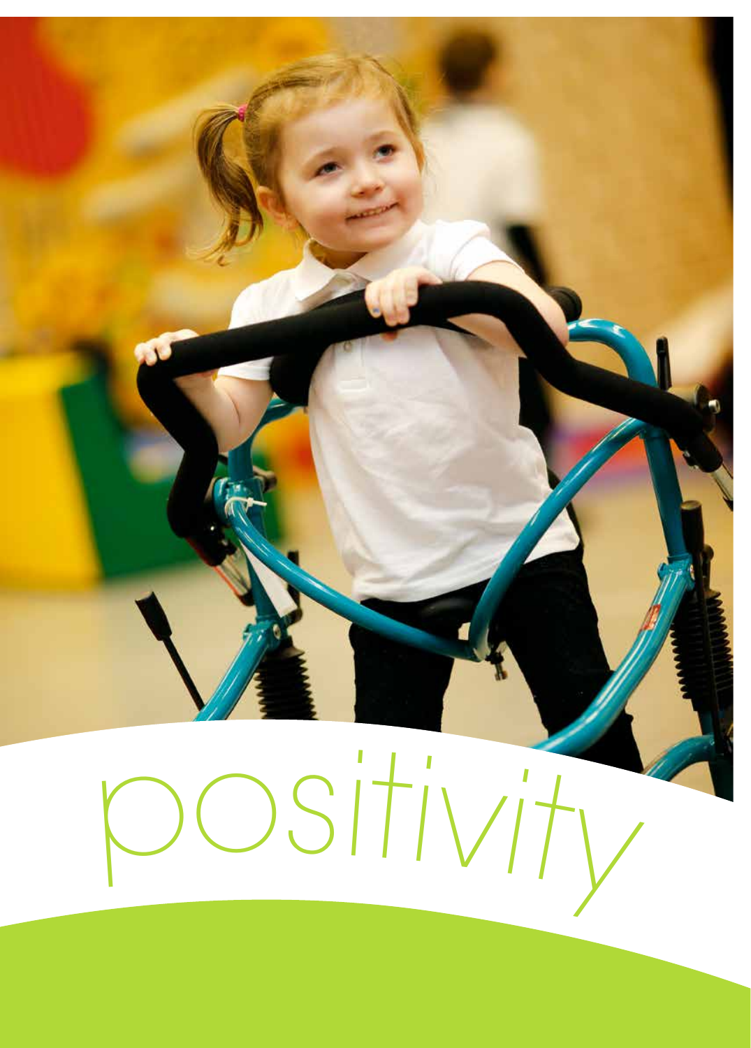positivity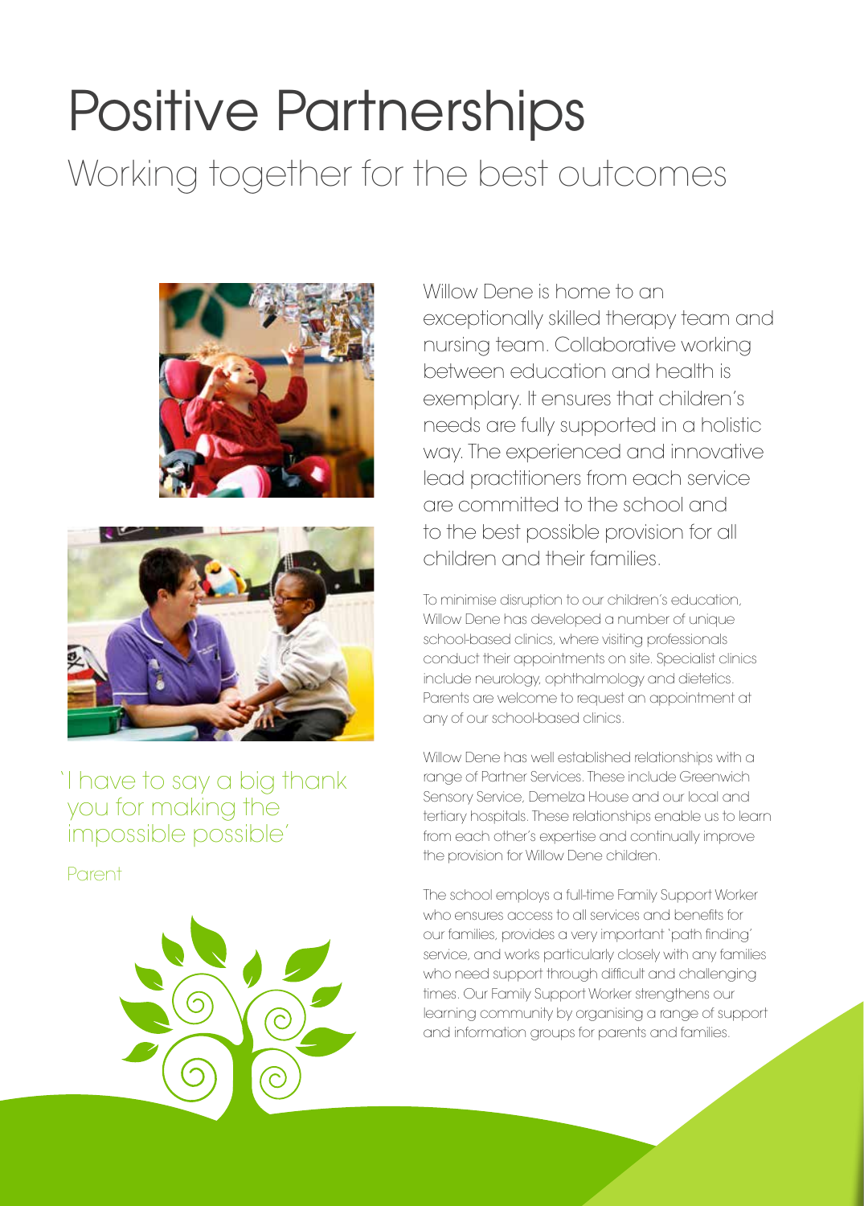# Positive Partnerships

## Working together for the best outcomes

Willow Dene is home to an exceptionally skilled therapy team and nursing team. Collaborative working between education and health is exemplary. It ensures that children's needs are fully supported in a holistic way. The experienced and innovative lead practitioners from each service are committed to the school and to the best possible provision for all children and their families.

To minimise disruption to our children's education, Willow Dene has developed a number of unique school-based clinics, where visiting professionals conduct their appointments on site. Specialist clinics include neurology, ophthalmology and dietetics. Parents are welcome to request an appointment at any of our school-based clinics.

Willow Dene has well established relationships with a range of Partner Services. These include Greenwich Sensory Service, Demelza House and our local and tertiary hospitals. These relationships enable us to learn from each other's expertise and continually improve the provision for Willow Dene children.

The school employs a full-time Family Support Worker who ensures access to all services and benefits for our families, provides a very important 'path finding' service, and works particularly closely with any families who need support through difficult and challenging times. Our Family Support Worker strengthens our learning community by organising a range of support and information groups for parents and families.

'I have to say a big thank you for making the impossible possible'

Parent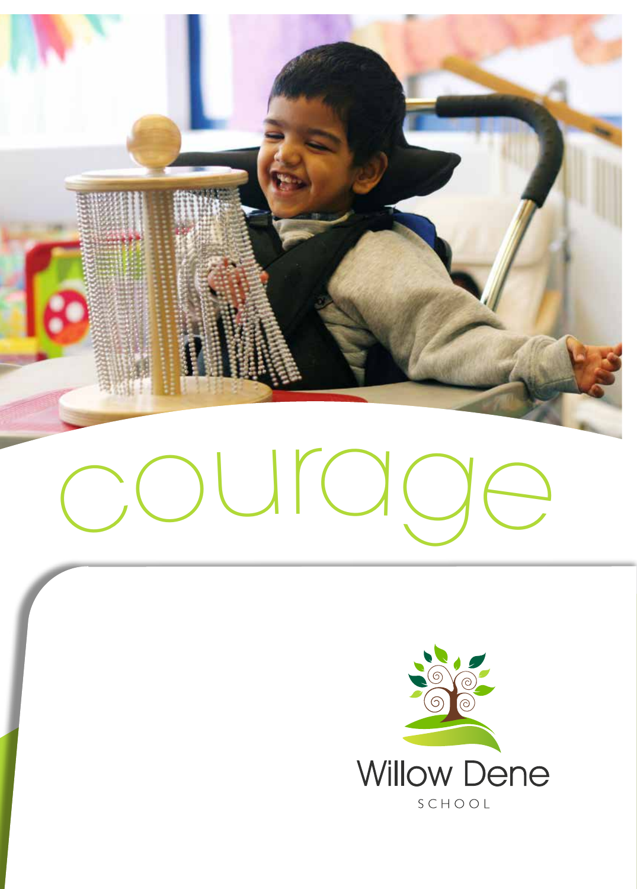# courage

Willow Dene

SCHOOL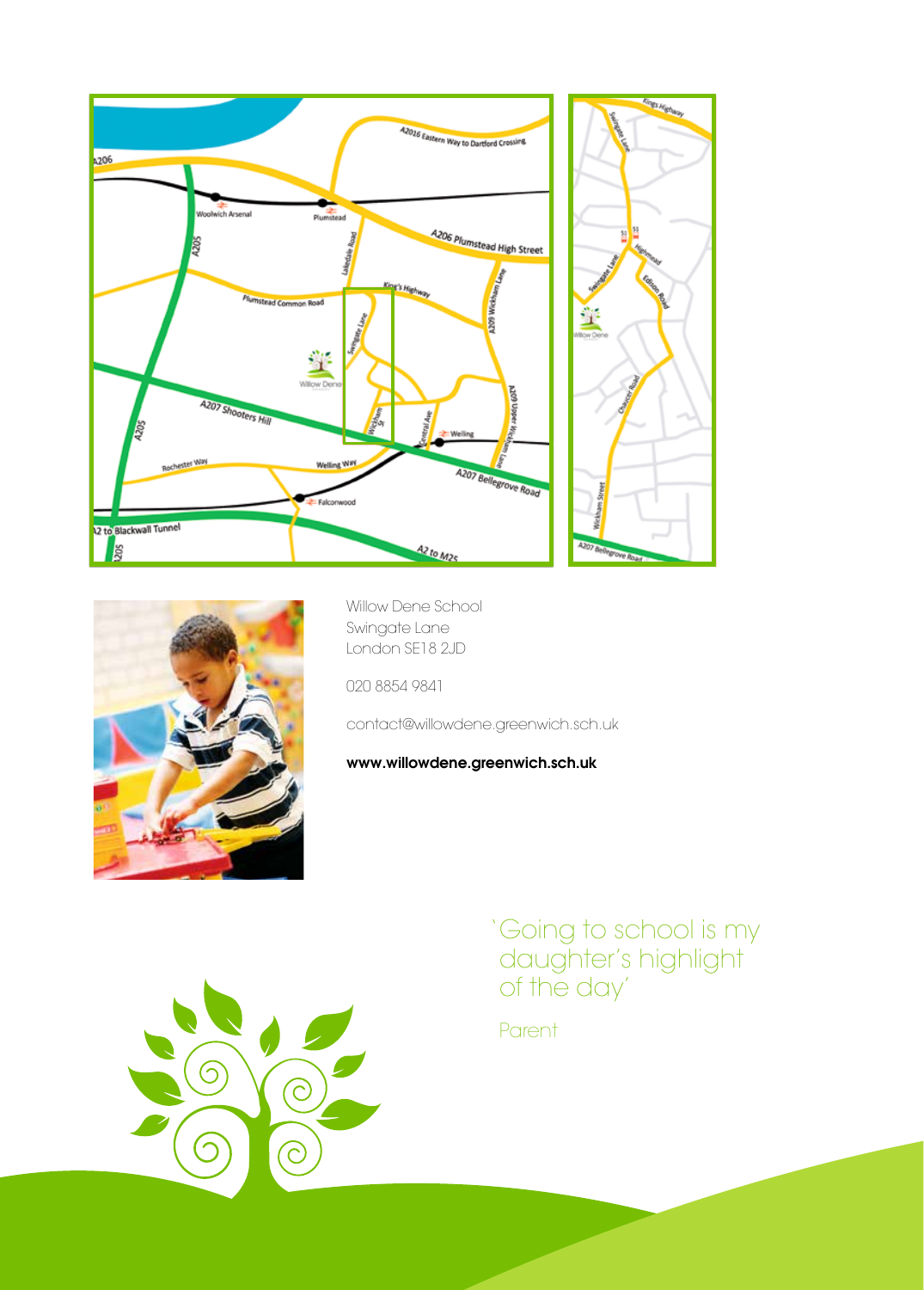Willow Dene School
Swingate Lane
London SE18 2JD

020 8854 9841

contact@willowdene.greenwich.sch.uk

**www.willowdene.greenwich.sch.uk**

'Going to school is my daughter's highlight of the day'

Parent